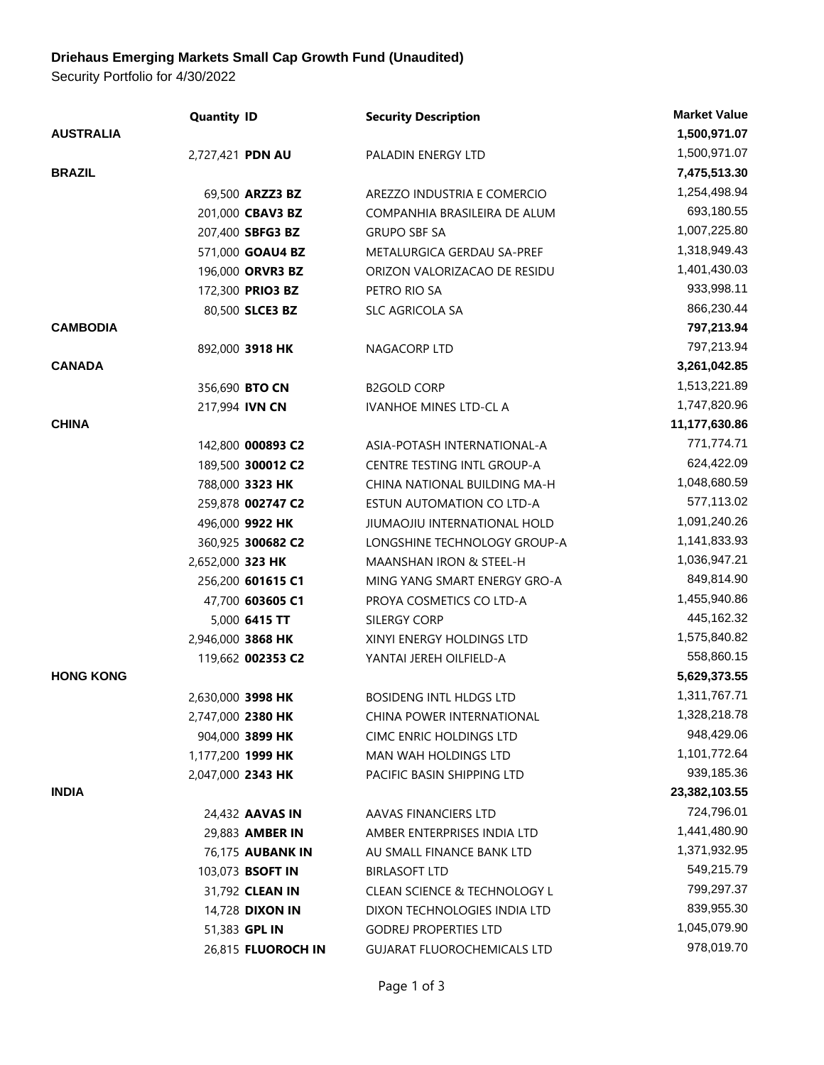**Driehaus Emerging Markets Small Cap Growth Fund (Unaudited)**

Security Portfolio for 4/30/2022

| | Quantity | ID | Security Description | Market Value |
|---|---|---|---|---|
| **AUSTRALIA** | | | | **1,500,971.07** |
| | 2,727,421 | **PDN AU** | PALADIN ENERGY LTD | 1,500,971.07 |
| **BRAZIL** | | | | **7,475,513.30** |
| | 69,500 | **ARZZ3 BZ** | AREZZO INDUSTRIA E COMERCIO | 1,254,498.94 |
| | 201,000 | **CBAV3 BZ** | COMPANHIA BRASILEIRA DE ALUM | 693,180.55 |
| | 207,400 | **SBFG3 BZ** | GRUPO SBF SA | 1,007,225.80 |
| | 571,000 | **GOAU4 BZ** | METALURGICA GERDAU SA-PREF | 1,318,949.43 |
| | 196,000 | **ORVR3 BZ** | ORIZON VALORIZACAO DE RESIDU | 1,401,430.03 |
| | 172,300 | **PRIO3 BZ** | PETRO RIO SA | 933,998.11 |
| | 80,500 | **SLCE3 BZ** | SLC AGRICOLA SA | 866,230.44 |
| **CAMBODIA** | | | | **797,213.94** |
| | 892,000 | **3918 HK** | NAGACORP LTD | 797,213.94 |
| **CANADA** | | | | **3,261,042.85** |
| | 356,690 | **BTO CN** | B2GOLD CORP | 1,513,221.89 |
| | 217,994 | **IVN CN** | IVANHOE MINES LTD-CL A | 1,747,820.96 |
| **CHINA** | | | | **11,177,630.86** |
| | 142,800 | **000893 C2** | ASIA-POTASH INTERNATIONAL-A | 771,774.71 |
| | 189,500 | **300012 C2** | CENTRE TESTING INTL GROUP-A | 624,422.09 |
| | 788,000 | **3323 HK** | CHINA NATIONAL BUILDING MA-H | 1,048,680.59 |
| | 259,878 | **002747 C2** | ESTUN AUTOMATION CO LTD-A | 577,113.02 |
| | 496,000 | **9922 HK** | JIUMAOJIU INTERNATIONAL HOLD | 1,091,240.26 |
| | 360,925 | **300682 C2** | LONGSHINE TECHNOLOGY GROUP-A | 1,141,833.93 |
| | 2,652,000 | **323 HK** | MAANSHAN IRON & STEEL-H | 1,036,947.21 |
| | 256,200 | **601615 C1** | MING YANG SMART ENERGY GRO-A | 849,814.90 |
| | 47,700 | **603605 C1** | PROYA COSMETICS CO LTD-A | 1,455,940.86 |
| | 5,000 | **6415 TT** | SILERGY CORP | 445,162.32 |
| | 2,946,000 | **3868 HK** | XINYI ENERGY HOLDINGS LTD | 1,575,840.82 |
| | 119,662 | **002353 C2** | YANTAI JEREH OILFIELD-A | 558,860.15 |
| **HONG KONG** | | | | **5,629,373.55** |
| | 2,630,000 | **3998 HK** | BOSIDENG INTL HLDGS LTD | 1,311,767.71 |
| | 2,747,000 | **2380 HK** | CHINA POWER INTERNATIONAL | 1,328,218.78 |
| | 904,000 | **3899 HK** | CIMC ENRIC HOLDINGS LTD | 948,429.06 |
| | 1,177,200 | **1999 HK** | MAN WAH HOLDINGS LTD | 1,101,772.64 |
| | 2,047,000 | **2343 HK** | PACIFIC BASIN SHIPPING LTD | 939,185.36 |
| **INDIA** | | | | **23,382,103.55** |
| | 24,432 | **AAVAS IN** | AAVAS FINANCIERS LTD | 724,796.01 |
| | 29,883 | **AMBER IN** | AMBER ENTERPRISES INDIA LTD | 1,441,480.90 |
| | 76,175 | **AUBANK IN** | AU SMALL FINANCE BANK LTD | 1,371,932.95 |
| | 103,073 | **BSOFT IN** | BIRLASOFT LTD | 549,215.79 |
| | 31,792 | **CLEAN IN** | CLEAN SCIENCE & TECHNOLOGY L | 799,297.37 |
| | 14,728 | **DIXON IN** | DIXON TECHNOLOGIES INDIA LTD | 839,955.30 |
| | 51,383 | **GPL IN** | GODREJ PROPERTIES LTD | 1,045,079.90 |
| | 26,815 | **FLUOROCH IN** | GUJARAT FLUOROCHEMICALS LTD | 978,019.70 |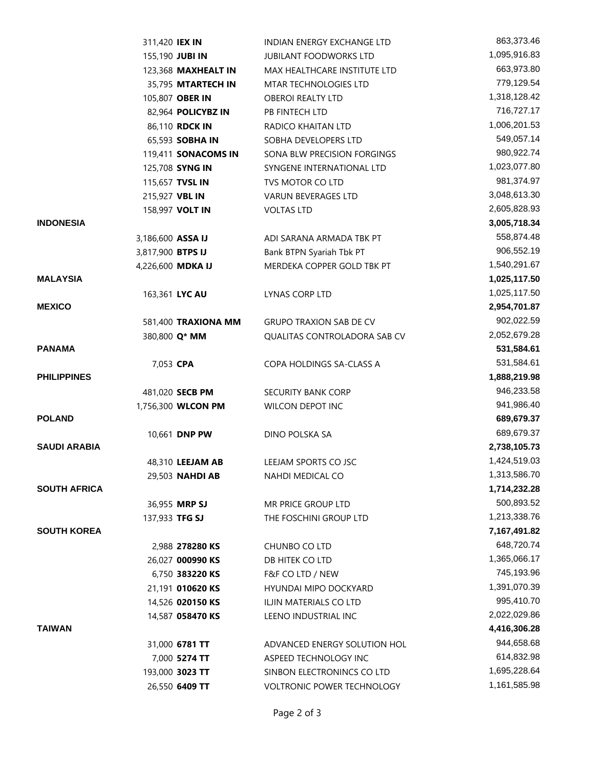| | Shares | Ticker | Security | Value |
|---|---|---|---|---|
| | 311,420 | **IEX IN** | INDIAN ENERGY EXCHANGE LTD | 863,373.46 |
| | 155,190 | **JUBI IN** | JUBILANT FOODWORKS LTD | 1,095,916.83 |
| | 123,368 | **MAXHEALT IN** | MAX HEALTHCARE INSTITUTE LTD | 663,973.80 |
| | 35,795 | **MTARTECH IN** | MTAR TECHNOLOGIES LTD | 779,129.54 |
| | 105,807 | **OBER IN** | OBEROI REALTY LTD | 1,318,128.42 |
| | 82,964 | **POLICYBZ IN** | PB FINTECH LTD | 716,727.17 |
| | 86,110 | **RDCK IN** | RADICO KHAITAN LTD | 1,006,201.53 |
| | 65,593 | **SOBHA IN** | SOBHA DEVELOPERS LTD | 549,057.14 |
| | 119,411 | **SONACOMS IN** | SONA BLW PRECISION FORGINGS | 980,922.74 |
| | 125,708 | **SYNG IN** | SYNGENE INTERNATIONAL LTD | 1,023,077.80 |
| | 115,657 | **TVSL IN** | TVS MOTOR CO LTD | 981,374.97 |
| | 215,927 | **VBL IN** | VARUN BEVERAGES LTD | 3,048,613.30 |
| | 158,997 | **VOLT IN** | VOLTAS LTD | 2,605,828.93 |
| **INDONESIA** | | | | **3,005,718.34** |
| | 3,186,600 | **ASSA IJ** | ADI SARANA ARMADA TBK PT | 558,874.48 |
| | 3,817,900 | **BTPS IJ** | Bank BTPN Syariah Tbk PT | 906,552.19 |
| | 4,226,600 | **MDKA IJ** | MERDEKA COPPER GOLD TBK PT | 1,540,291.67 |
| **MALAYSIA** | | | | **1,025,117.50** |
| | 163,361 | **LYC AU** | LYNAS CORP LTD | 1,025,117.50 |
| **MEXICO** | | | | **2,954,701.87** |
| | 581,400 | **TRAXIONA MM** | GRUPO TRAXION SAB DE CV | 902,022.59 |
| | 380,800 | **Q* MM** | QUALITAS CONTROLADORA SAB CV | 2,052,679.28 |
| **PANAMA** | | | | **531,584.61** |
| | 7,053 | **CPA** | COPA HOLDINGS SA-CLASS A | 531,584.61 |
| **PHILIPPINES** | | | | **1,888,219.98** |
| | 481,020 | **SECB PM** | SECURITY BANK CORP | 946,233.58 |
| | 1,756,300 | **WLCON PM** | WILCON DEPOT INC | 941,986.40 |
| **POLAND** | | | | **689,679.37** |
| | 10,661 | **DNP PW** | DINO POLSKA SA | 689,679.37 |
| **SAUDI ARABIA** | | | | **2,738,105.73** |
| | 48,310 | **LEEJAM AB** | LEEJAM SPORTS CO JSC | 1,424,519.03 |
| | 29,503 | **NAHDI AB** | NAHDI MEDICAL CO | 1,313,586.70 |
| **SOUTH AFRICA** | | | | **1,714,232.28** |
| | 36,955 | **MRP SJ** | MR PRICE GROUP LTD | 500,893.52 |
| | 137,933 | **TFG SJ** | THE FOSCHINI GROUP LTD | 1,213,338.76 |
| **SOUTH KOREA** | | | | **7,167,491.82** |
| | 2,988 | **278280 KS** | CHUNBO CO LTD | 648,720.74 |
| | 26,027 | **000990 KS** | DB HITEK CO LTD | 1,365,066.17 |
| | 6,750 | **383220 KS** | F&F CO LTD / NEW | 745,193.96 |
| | 21,191 | **010620 KS** | HYUNDAI MIPO DOCKYARD | 1,391,070.39 |
| | 14,526 | **020150 KS** | ILJIN MATERIALS CO LTD | 995,410.70 |
| | 14,587 | **058470 KS** | LEENO INDUSTRIAL INC | 2,022,029.86 |
| **TAIWAN** | | | | **4,416,306.28** |
| | 31,000 | **6781 TT** | ADVANCED ENERGY SOLUTION HOL | 944,658.68 |
| | 7,000 | **5274 TT** | ASPEED TECHNOLOGY INC | 614,832.98 |
| | 193,000 | **3023 TT** | SINBON ELECTRONINCS CO LTD | 1,695,228.64 |
| | 26,550 | **6409 TT** | VOLTRONIC POWER TECHNOLOGY | 1,161,585.98 |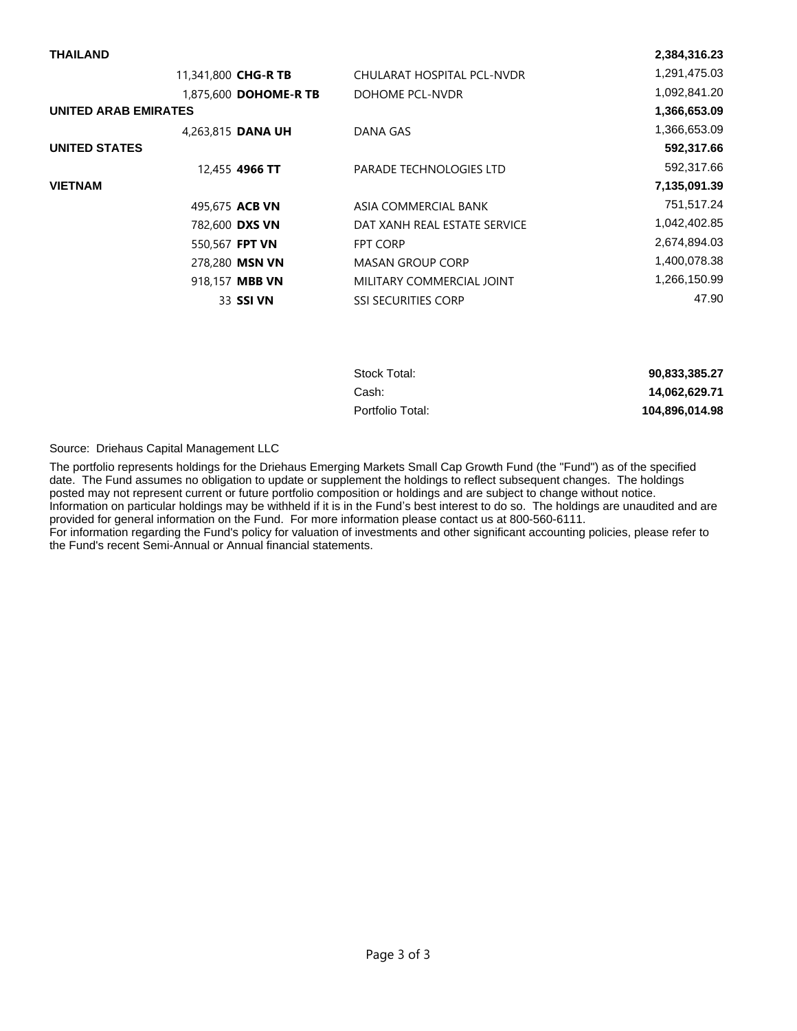| | | | |
|---|---|---|---|
| **THAILAND** | | | **2,384,316.23** |
| 11,341,800 | **CHG-R TB** | CHULARAT HOSPITAL PCL-NVDR | 1,291,475.03 |
| 1,875,600 | **DOHOME-R TB** | DOHOME PCL-NVDR | 1,092,841.20 |
| **UNITED ARAB EMIRATES** | | | **1,366,653.09** |
| 4,263,815 | **DANA UH** | DANA GAS | 1,366,653.09 |
| **UNITED STATES** | | | **592,317.66** |
| 12,455 | **4966 TT** | PARADE TECHNOLOGIES LTD | 592,317.66 |
| **VIETNAM** | | | **7,135,091.39** |
| 495,675 | **ACB VN** | ASIA COMMERCIAL BANK | 751,517.24 |
| 782,600 | **DXS VN** | DAT XANH REAL ESTATE SERVICE | 1,042,402.85 |
| 550,567 | **FPT VN** | FPT CORP | 2,674,894.03 |
| 278,280 | **MSN VN** | MASAN GROUP CORP | 1,400,078.38 |
| 918,157 | **MBB VN** | MILITARY COMMERCIAL JOINT | 1,266,150.99 |
| 33 | **SSI VN** | SSI SECURITIES CORP | 47.90 |

| | |
|---|---|
| Stock Total: | **90,833,385.27** |
| Cash: | **14,062,629.71** |
| Portfolio Total: | **104,896,014.98** |

Source: Driehaus Capital Management LLC

The portfolio represents holdings for the Driehaus Emerging Markets Small Cap Growth Fund (the "Fund") as of the specified date. The Fund assumes no obligation to update or supplement the holdings to reflect subsequent changes. The holdings posted may not represent current or future portfolio composition or holdings and are subject to change without notice. Information on particular holdings may be withheld if it is in the Fund's best interest to do so. The holdings are unaudited and are provided for general information on the Fund. For more information please contact us at 800-560-6111.
For information regarding the Fund's policy for valuation of investments and other significant accounting policies, please refer to the Fund's recent Semi-Annual or Annual financial statements.